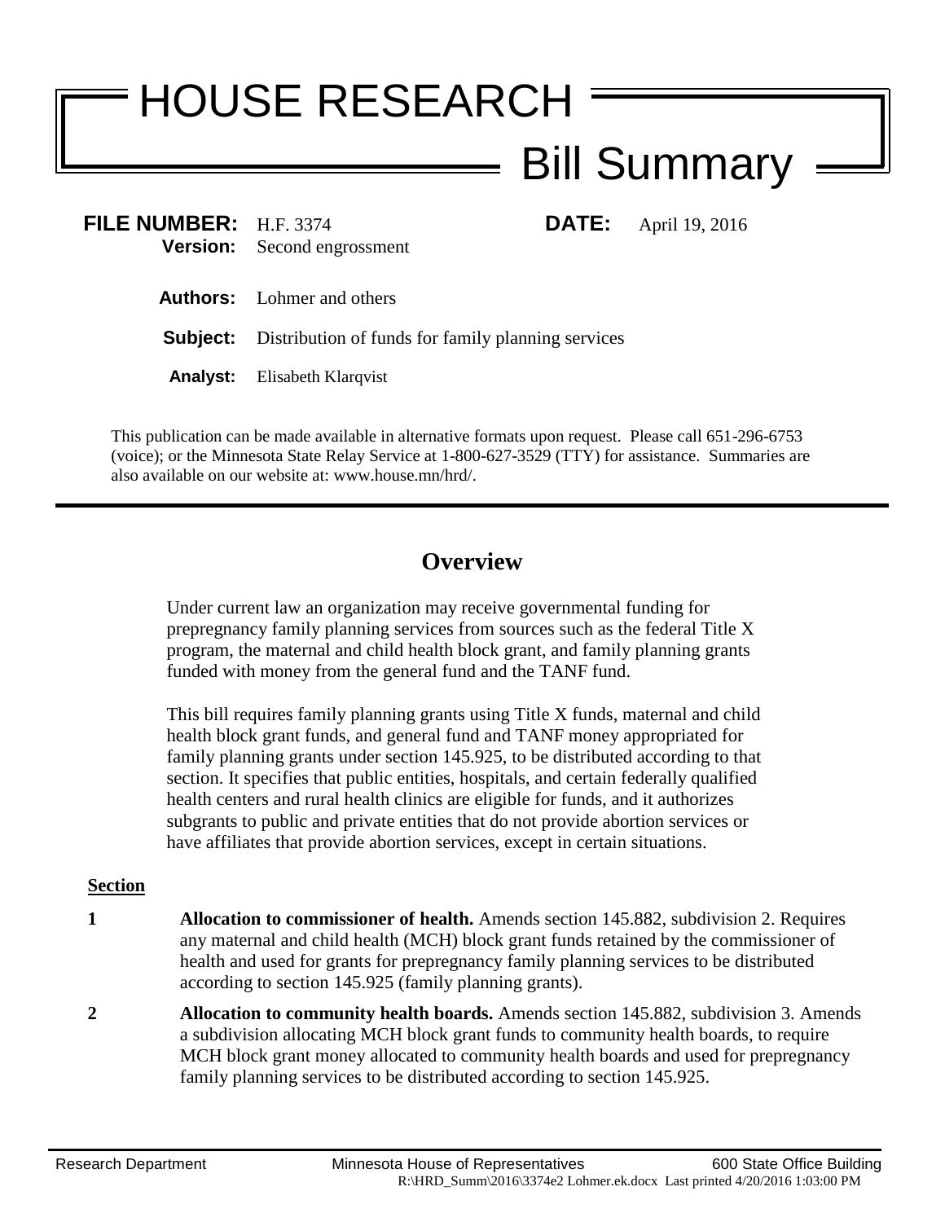# HOUSE RESEARCH

## Bill Summary

**FILE NUMBER:** H.F. 3374 **DATE:** April 19, 2016
**Version:** Second engrossment

**Authors:** Lohmer and others

**Subject:** Distribution of funds for family planning services

**Analyst:** Elisabeth Klarqvist

This publication can be made available in alternative formats upon request. Please call 651-296-6753 (voice); or the Minnesota State Relay Service at 1-800-627-3529 (TTY) for assistance. Summaries are also available on our website at: www.house.mn/hrd/.

---

## Overview

Under current law an organization may receive governmental funding for prepregnancy family planning services from sources such as the federal Title X program, the maternal and child health block grant, and family planning grants funded with money from the general fund and the TANF fund.

This bill requires family planning grants using Title X funds, maternal and child health block grant funds, and general fund and TANF money appropriated for family planning grants under section 145.925, to be distributed according to that section. It specifies that public entities, hospitals, and certain federally qualified health centers and rural health clinics are eligible for funds, and it authorizes subgrants to public and private entities that do not provide abortion services or have affiliates that provide abortion services, except in certain situations.

**Section**

**1** **Allocation to commissioner of health.** Amends section 145.882, subdivision 2. Requires any maternal and child health (MCH) block grant funds retained by the commissioner of health and used for grants for prepregnancy family planning services to be distributed according to section 145.925 (family planning grants).

**2** **Allocation to community health boards.** Amends section 145.882, subdivision 3. Amends a subdivision allocating MCH block grant funds to community health boards, to require MCH block grant money allocated to community health boards and used for prepregnancy family planning services to be distributed according to section 145.925.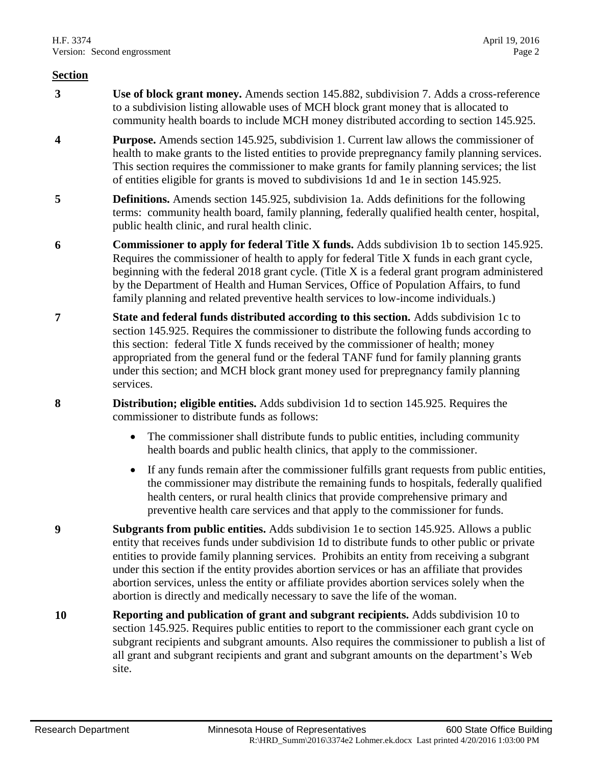**Section**

| | |
|---|---|
| **3** | **Use of block grant money.** Amends section 145.882, subdivision 7. Adds a cross-reference to a subdivision listing allowable uses of MCH block grant money that is allocated to community health boards to include MCH money distributed according to section 145.925. |
| **4** | **Purpose.** Amends section 145.925, subdivision 1. Current law allows the commissioner of health to make grants to the listed entities to provide prepregnancy family planning services. This section requires the commissioner to make grants for family planning services; the list of entities eligible for grants is moved to subdivisions 1d and 1e in section 145.925. |
| **5** | **Definitions.** Amends section 145.925, subdivision 1a. Adds definitions for the following terms: community health board, family planning, federally qualified health center, hospital, public health clinic, and rural health clinic. |
| **6** | **Commissioner to apply for federal Title X funds.** Adds subdivision 1b to section 145.925. Requires the commissioner of health to apply for federal Title X funds in each grant cycle, beginning with the federal 2018 grant cycle. (Title X is a federal grant program administered by the Department of Health and Human Services, Office of Population Affairs, to fund family planning and related preventive health services to low-income individuals.) |
| **7** | **State and federal funds distributed according to this section.** Adds subdivision 1c to section 145.925. Requires the commissioner to distribute the following funds according to this section: federal Title X funds received by the commissioner of health; money appropriated from the general fund or the federal TANF fund for family planning grants under this section; and MCH block grant money used for prepregnancy family planning services. |
| **8** | **Distribution; eligible entities.** Adds subdivision 1d to section 145.925. Requires the commissioner to distribute funds as follows:<br>• The commissioner shall distribute funds to public entities, including community health boards and public health clinics, that apply to the commissioner.<br>• If any funds remain after the commissioner fulfills grant requests from public entities, the commissioner may distribute the remaining funds to hospitals, federally qualified health centers, or rural health clinics that provide comprehensive primary and preventive health care services and that apply to the commissioner for funds. |
| **9** | **Subgrants from public entities.** Adds subdivision 1e to section 145.925. Allows a public entity that receives funds under subdivision 1d to distribute funds to other public or private entities to provide family planning services. Prohibits an entity from receiving a subgrant under this section if the entity provides abortion services or has an affiliate that provides abortion services, unless the entity or affiliate provides abortion services solely when the abortion is directly and medically necessary to save the life of the woman. |
| **10** | **Reporting and publication of grant and subgrant recipients.** Adds subdivision 10 to section 145.925. Requires public entities to report to the commissioner each grant cycle on subgrant recipients and subgrant amounts. Also requires the commissioner to publish a list of all grant and subgrant recipients and grant and subgrant amounts on the department's Web site. |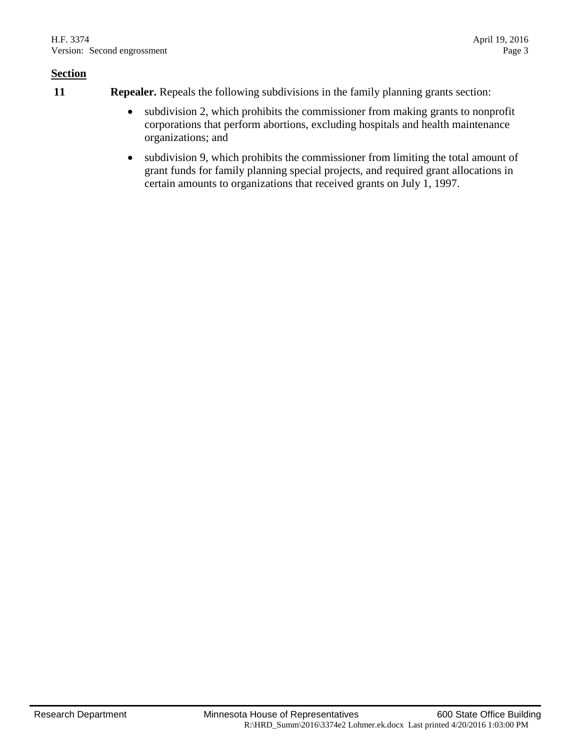**Section**

**11** **Repealer.** Repeals the following subdivisions in the family planning grants section:

- subdivision 2, which prohibits the commissioner from making grants to nonprofit corporations that perform abortions, excluding hospitals and health maintenance organizations; and
- subdivision 9, which prohibits the commissioner from limiting the total amount of grant funds for family planning special projects, and required grant allocations in certain amounts to organizations that received grants on July 1, 1997.